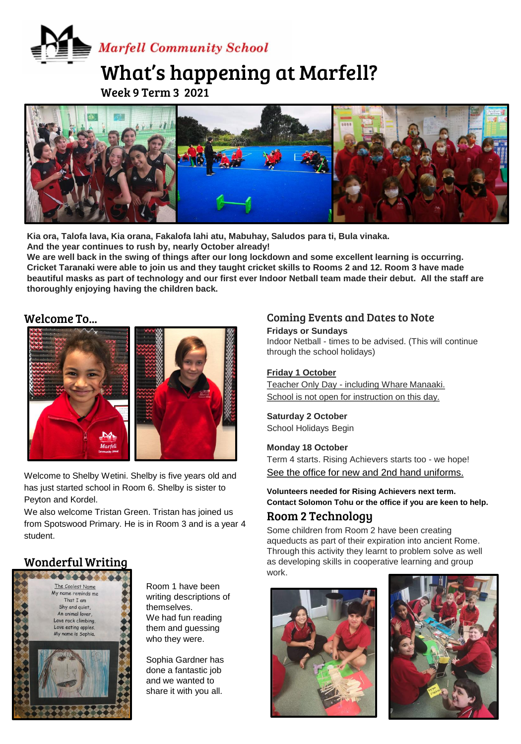Marfell Community School

# What's happening at Marfell?

Week 9 Term 3 2021

**Kia ora, Talofa lava, Kia orana, Fakalofa lahi atu, Mabuhay, Saludos para ti, Bula vinaka.**
**And the year continues to rush by, nearly October already!**
**We are well back in the swing of things after our long lockdown and some excellent learning is occurring. Cricket Taranaki were able to join us and they taught cricket skills to Rooms 2 and 12. Room 3 have made beautiful masks as part of technology and our first ever Indoor Netball team made their debut. All the staff are thoroughly enjoying having the children back.**

## Welcome To...

Welcome to Shelby Wetini. Shelby is five years old and has just started school in Room 6. Shelby is sister to Peyton and Kordel.
We also welcome Tristan Green. Tristan has joined us from Spotswood Primary. He is in Room 3 and is a year 4 student.

## Wonderful Writing

The Coolest Name
My name reminds me
That I am
Shy and quiet,
An animal lover,
Love rock climbing,
Love eating apples.
My name is Sophia.

Room 1 have been writing descriptions of themselves.
We had fun reading them and guessing who they were.

Sophia Gardner has done a fantastic job and we wanted to share it with you all.

## Coming Events and Dates to Note

**Fridays or Sundays**
Indoor Netball - times to be advised. (This will continue through the school holidays)

**Friday 1 October**
Teacher Only Day - including Whare Manaaki.
School is not open for instruction on this day.

**Saturday 2 October**
School Holidays Begin

**Monday 18 October**
Term 4 starts. Rising Achievers starts too - we hope!
See the office for new and 2nd hand uniforms.

**Volunteers needed for Rising Achievers next term.**
**Contact Solomon Tohu or the office if you are keen to help.**

## Room 2 Technology

Some children from Room 2 have been creating aqueducts as part of their expiration into ancient Rome. Through this activity they learnt to problem solve as well as developing skills in cooperative learning and group work.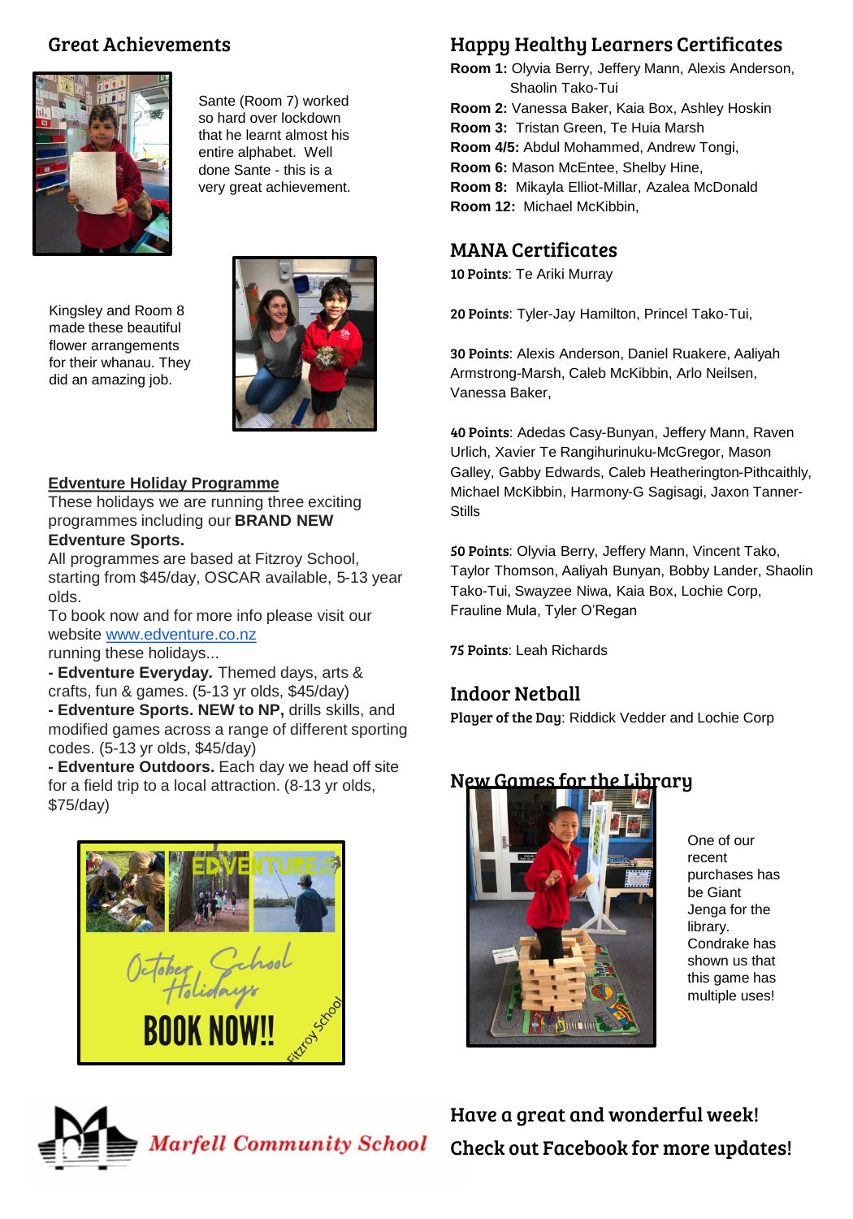## Great Achievements

Sante (Room 7) worked so hard over lockdown that he learnt almost his entire alphabet. Well done Sante - this is a very great achievement.

Kingsley and Room 8 made these beautiful flower arrangements for their whanau. They did an amazing job.

**Edventure Holiday Programme**

These holidays we are running three exciting programmes including our **BRAND NEW Edventure Sports.**

All programmes are based at Fitzroy School, starting from $45/day, OSCAR available, 5-13 year olds.

To book now and for more info please visit our website www.edventure.co.nz

running these holidays...

**- Edventure Everyday.** Themed days, arts & crafts, fun & games. (5-13 yr olds, $45/day)

**- Edventure Sports. NEW to NP,** drills skills, and modified games across a range of different sporting codes. (5-13 yr olds, $45/day)

**- Edventure Outdoors.** Each day we head off site for a field trip to a local attraction. (8-13 yr olds, $75/day)

EDVENTURE

October School Holidays

BOOK NOW!!

Fitzroy School

## Happy Healthy Learners Certificates

**Room 1:** Olyvia Berry, Jeffery Mann, Alexis Anderson, Shaolin Tako-Tui
**Room 2:** Vanessa Baker, Kaia Box, Ashley Hoskin
**Room 3:** Tristan Green, Te Huia Marsh
**Room 4/5:** Abdul Mohammed, Andrew Tongi,
**Room 6:** Mason McEntee, Shelby Hine,
**Room 8:** Mikayla Elliot-Millar, Azalea McDonald
**Room 12:** Michael McKibbin,

## MANA Certificates

**10 Points**: Te Ariki Murray

**20 Points**: Tyler-Jay Hamilton, Princel Tako-Tui,

**30 Points**: Alexis Anderson, Daniel Ruakere, Aaliyah Armstrong-Marsh, Caleb McKibbin, Arlo Neilsen, Vanessa Baker,

**40 Points**: Adedas Casy-Bunyan, Jeffery Mann, Raven Urlich, Xavier Te Rangihurinuku-McGregor, Mason Galley, Gabby Edwards, Caleb Heatherington-Pithcaithly, Michael McKibbin, Harmony-G Sagisagi, Jaxon Tanner-Stills

**50 Points**: Olyvia Berry, Jeffery Mann, Vincent Tako, Taylor Thomson, Aaliyah Bunyan, Bobby Lander, Shaolin Tako-Tui, Swayzee Niwa, Kaia Box, Lochie Corp, Frauline Mula, Tyler O'Regan

**75 Points**: Leah Richards

## Indoor Netball

**Player of the Day**: Riddick Vedder and Lochie Corp

## New Games for the Library

One of our recent purchases has be Giant Jenga for the library. Condrake has shown us that this game has multiple uses!

Marfell Community School

**Have a great and wonderful week!**
**Check out Facebook for more updates!**